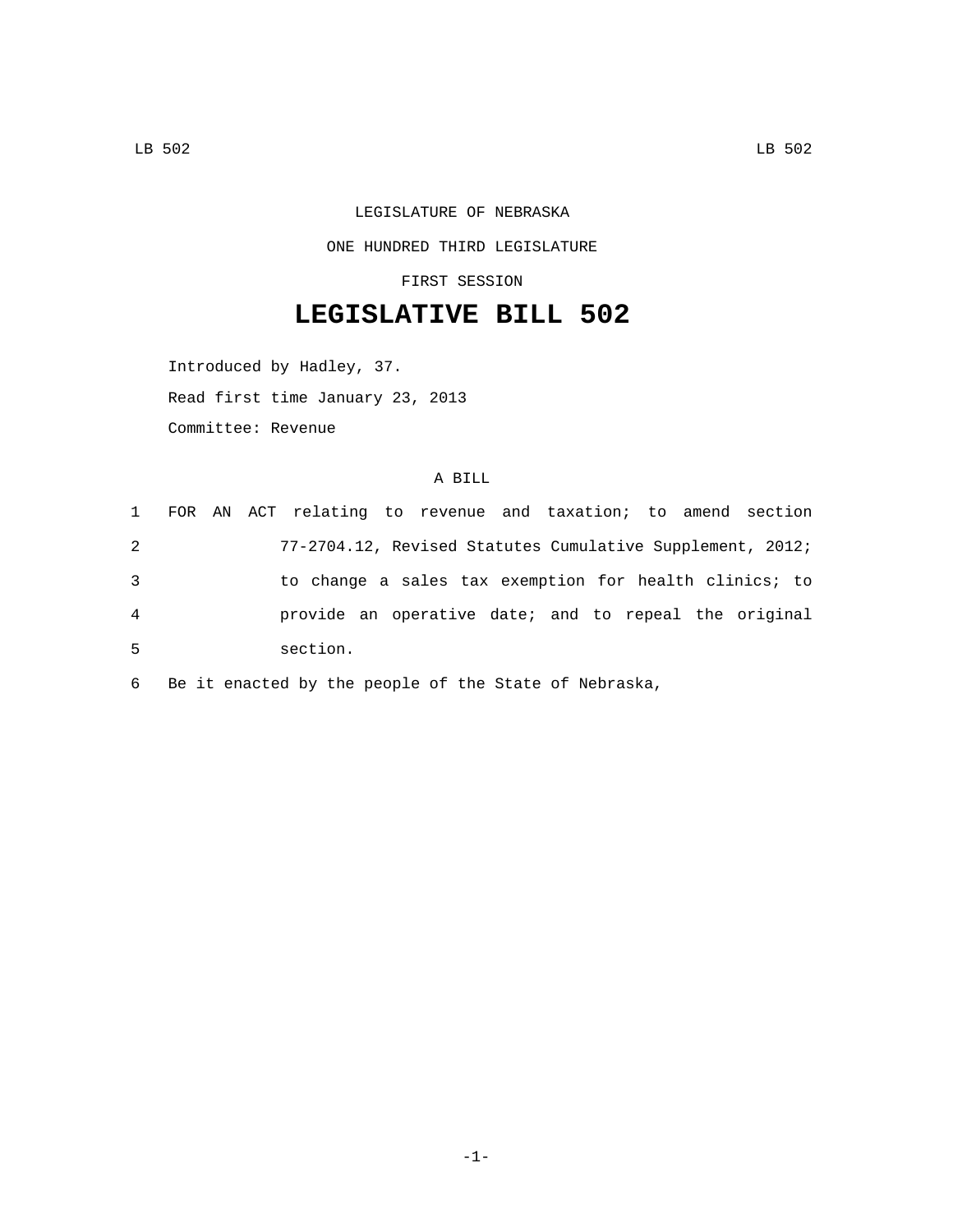LEGISLATURE OF NEBRASKA

ONE HUNDRED THIRD LEGISLATURE

FIRST SESSION

# LEGISLATIVE BILL 502

Introduced by Hadley, 37.

Read first time January 23, 2013

Committee: Revenue

A BILL

1 FOR AN ACT relating to revenue and taxation; to amend section
2 77-2704.12, Revised Statutes Cumulative Supplement, 2012;
3 to change a sales tax exemption for health clinics; to
4 provide an operative date; and to repeal the original
5 section.

6 Be it enacted by the people of the State of Nebraska,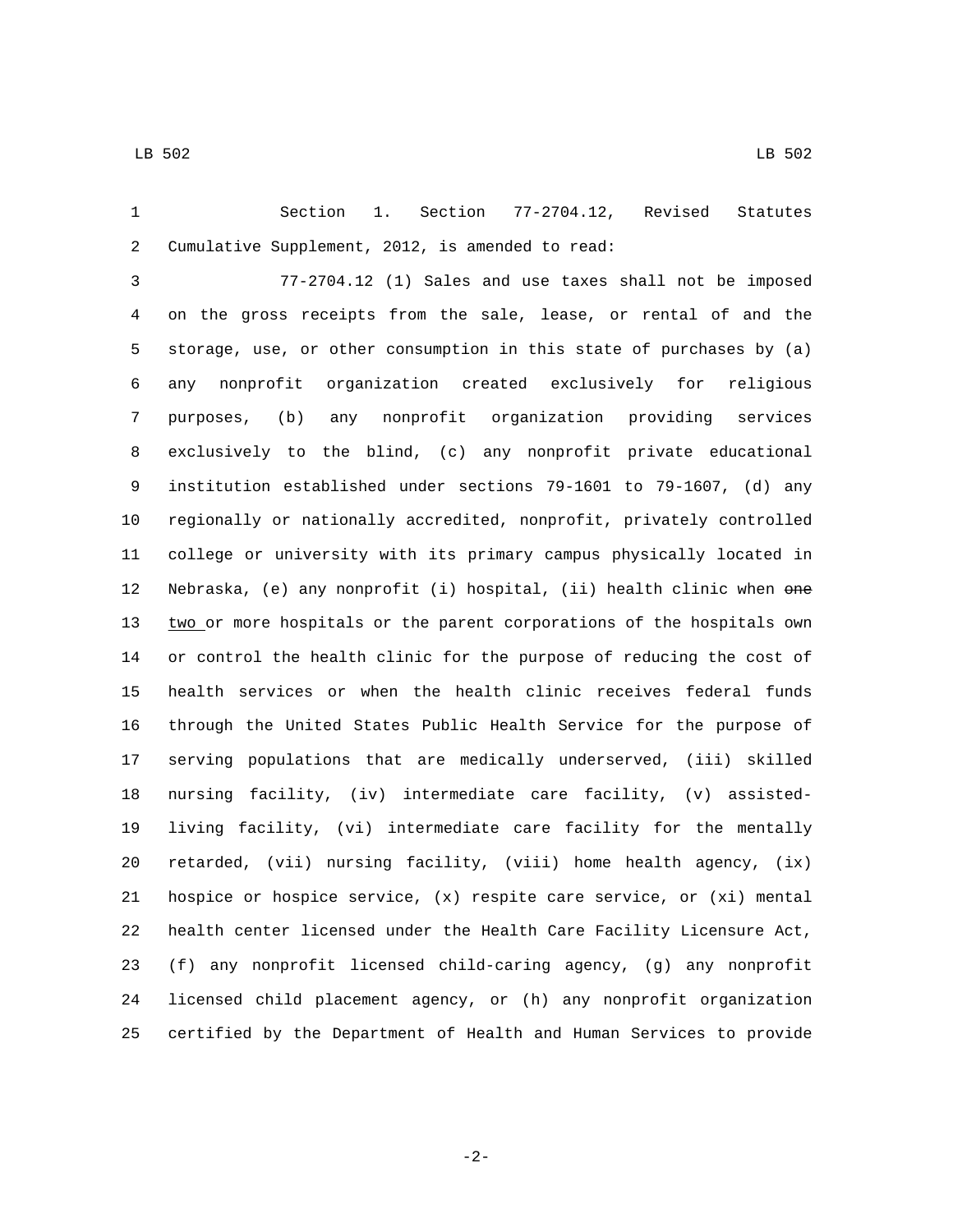Section 1. Section 77-2704.12, Revised Statutes Cumulative Supplement, 2012, is amended to read:

77-2704.12 (1) Sales and use taxes shall not be imposed on the gross receipts from the sale, lease, or rental of and the storage, use, or other consumption in this state of purchases by (a) any nonprofit organization created exclusively for religious purposes, (b) any nonprofit organization providing services exclusively to the blind, (c) any nonprofit private educational institution established under sections 79-1601 to 79-1607, (d) any regionally or nationally accredited, nonprofit, privately controlled college or university with its primary campus physically located in Nebraska, (e) any nonprofit (i) hospital, (ii) health clinic when ~~one~~ two or more hospitals or the parent corporations of the hospitals own or control the health clinic for the purpose of reducing the cost of health services or when the health clinic receives federal funds through the United States Public Health Service for the purpose of serving populations that are medically underserved, (iii) skilled nursing facility, (iv) intermediate care facility, (v) assisted-living facility, (vi) intermediate care facility for the mentally retarded, (vii) nursing facility, (viii) home health agency, (ix) hospice or hospice service, (x) respite care service, or (xi) mental health center licensed under the Health Care Facility Licensure Act, (f) any nonprofit licensed child-caring agency, (g) any nonprofit licensed child placement agency, or (h) any nonprofit organization certified by the Department of Health and Human Services to provide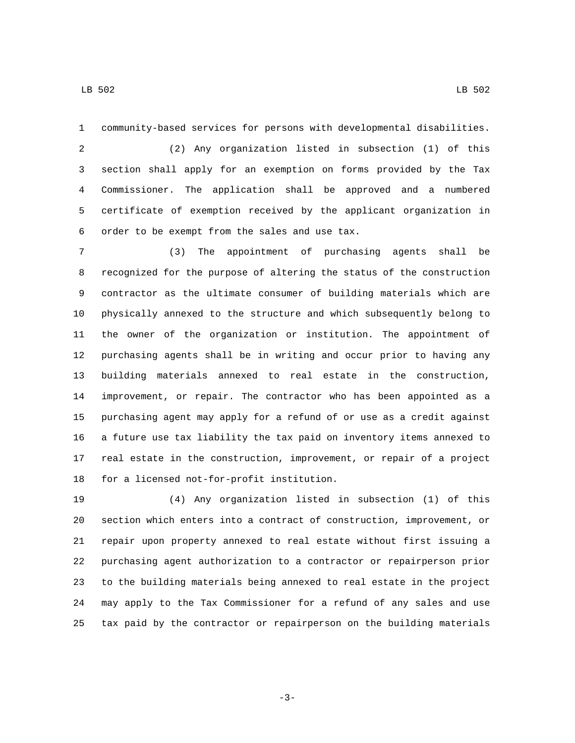community-based services for persons with developmental disabilities.

(2) Any organization listed in subsection (1) of this section shall apply for an exemption on forms provided by the Tax Commissioner. The application shall be approved and a numbered certificate of exemption received by the applicant organization in order to be exempt from the sales and use tax.

(3) The appointment of purchasing agents shall be recognized for the purpose of altering the status of the construction contractor as the ultimate consumer of building materials which are physically annexed to the structure and which subsequently belong to the owner of the organization or institution. The appointment of purchasing agents shall be in writing and occur prior to having any building materials annexed to real estate in the construction, improvement, or repair. The contractor who has been appointed as a purchasing agent may apply for a refund of or use as a credit against a future use tax liability the tax paid on inventory items annexed to real estate in the construction, improvement, or repair of a project for a licensed not-for-profit institution.

(4) Any organization listed in subsection (1) of this section which enters into a contract of construction, improvement, or repair upon property annexed to real estate without first issuing a purchasing agent authorization to a contractor or repairperson prior to the building materials being annexed to real estate in the project may apply to the Tax Commissioner for a refund of any sales and use tax paid by the contractor or repairperson on the building materials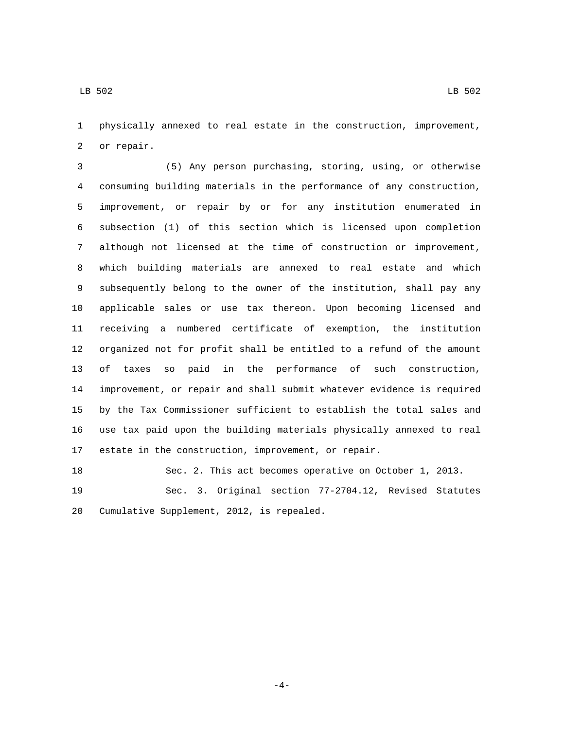physically annexed to real estate in the construction, improvement, or repair.

(5) Any person purchasing, storing, using, or otherwise consuming building materials in the performance of any construction, improvement, or repair by or for any institution enumerated in subsection (1) of this section which is licensed upon completion although not licensed at the time of construction or improvement, which building materials are annexed to real estate and which subsequently belong to the owner of the institution, shall pay any applicable sales or use tax thereon. Upon becoming licensed and receiving a numbered certificate of exemption, the institution organized not for profit shall be entitled to a refund of the amount of taxes so paid in the performance of such construction, improvement, or repair and shall submit whatever evidence is required by the Tax Commissioner sufficient to establish the total sales and use tax paid upon the building materials physically annexed to real estate in the construction, improvement, or repair.

Sec. 2. This act becomes operative on October 1, 2013.

Sec. 3. Original section 77-2704.12, Revised Statutes Cumulative Supplement, 2012, is repealed.